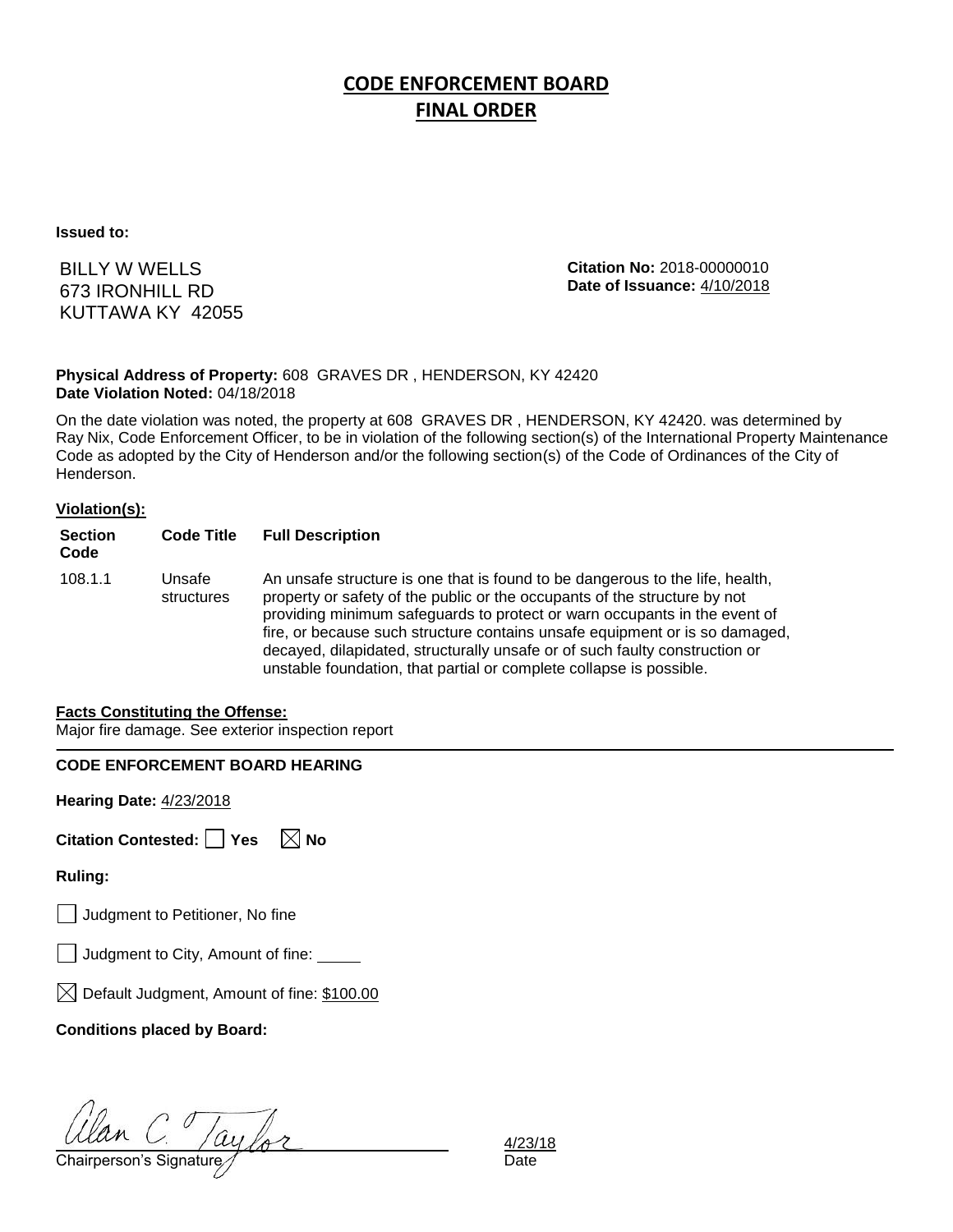# CODE ENFORCEMENT BOARD

## FINAL ORDER

**Issued to:**

BILLY W WELLS
673 IRONHILL RD
KUTTAWA KY 42055

**Citation No:** 2018-00000010
**Date of Issuance:** 4/10/2018

**Physical Address of Property:** 608 GRAVES DR , HENDERSON, KY 42420
**Date Violation Noted:** 04/18/2018

On the date violation was noted, the property at 608 GRAVES DR , HENDERSON, KY 42420. was determined by Ray Nix, Code Enforcement Officer, to be in violation of the following section(s) of the International Property Maintenance Code as adopted by the City of Henderson and/or the following section(s) of the Code of Ordinances of the City of Henderson.

**Violation(s):**

| Section Code | Code Title | Full Description |
|---|---|---|
| 108.1.1 | Unsafe structures | An unsafe structure is one that is found to be dangerous to the life, health, property or safety of the public or the occupants of the structure by not providing minimum safeguards to protect or warn occupants in the event of fire, or because such structure contains unsafe equipment or is so damaged, decayed, dilapidated, structurally unsafe or of such faulty construction or unstable foundation, that partial or complete collapse is possible. |

**Facts Constituting the Offense:**
Major fire damage. See exterior inspection report

**CODE ENFORCEMENT BOARD HEARING**

**Hearing Date:** 4/23/2018

**Citation Contested:** ☐ Yes ☒ No

**Ruling:**

☐ Judgment to Petitioner, No fine

☐ Judgment to City, Amount of fine: _____

☒ Default Judgment, Amount of fine: $100.00

**Conditions placed by Board:**

Alan C. Taylor — Chairperson's Signature

4/23/18 — Date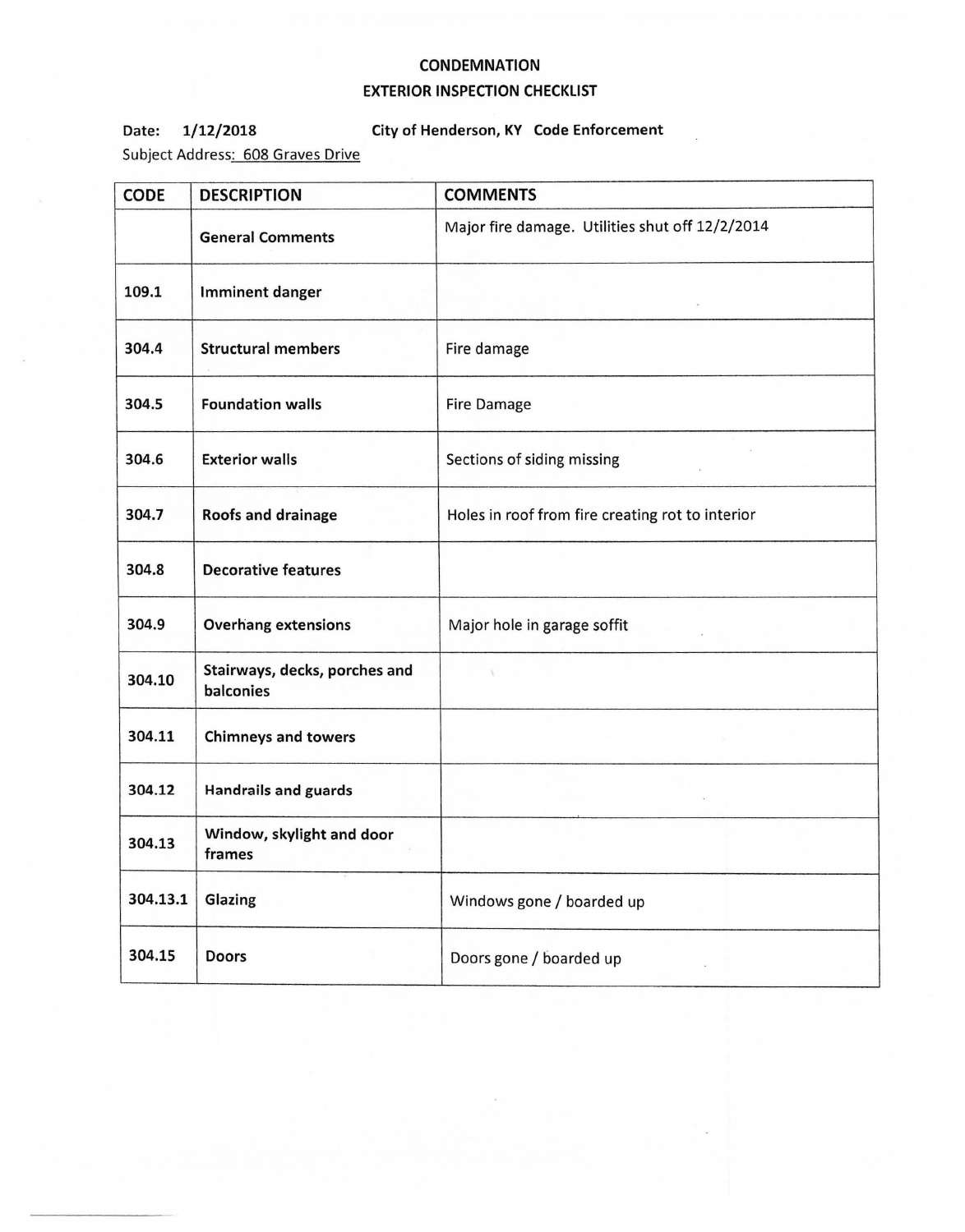# CONDEMNATION

## EXTERIOR INSPECTION CHECKLIST

**Date: 1/12/2018** **City of Henderson, KY Code Enforcement**

Subject Address: 608 Graves Drive

| CODE | DESCRIPTION | COMMENTS |
|---|---|---|
| | **General Comments** | Major fire damage. Utilities shut off 12/2/2014 |
| **109.1** | **Imminent danger** | |
| **304.4** | **Structural members** | Fire damage |
| **304.5** | **Foundation walls** | Fire Damage |
| **304.6** | **Exterior walls** | Sections of siding missing |
| **304.7** | **Roofs and drainage** | Holes in roof from fire creating rot to interior |
| **304.8** | **Decorative features** | |
| **304.9** | **Overhang extensions** | Major hole in garage soffit |
| **304.10** | **Stairways, decks, porches and balconies** | |
| **304.11** | **Chimneys and towers** | |
| **304.12** | **Handrails and guards** | |
| **304.13** | **Window, skylight and door frames** | |
| **304.13.1** | **Glazing** | Windows gone / boarded up |
| **304.15** | **Doors** | Doors gone / boarded up |